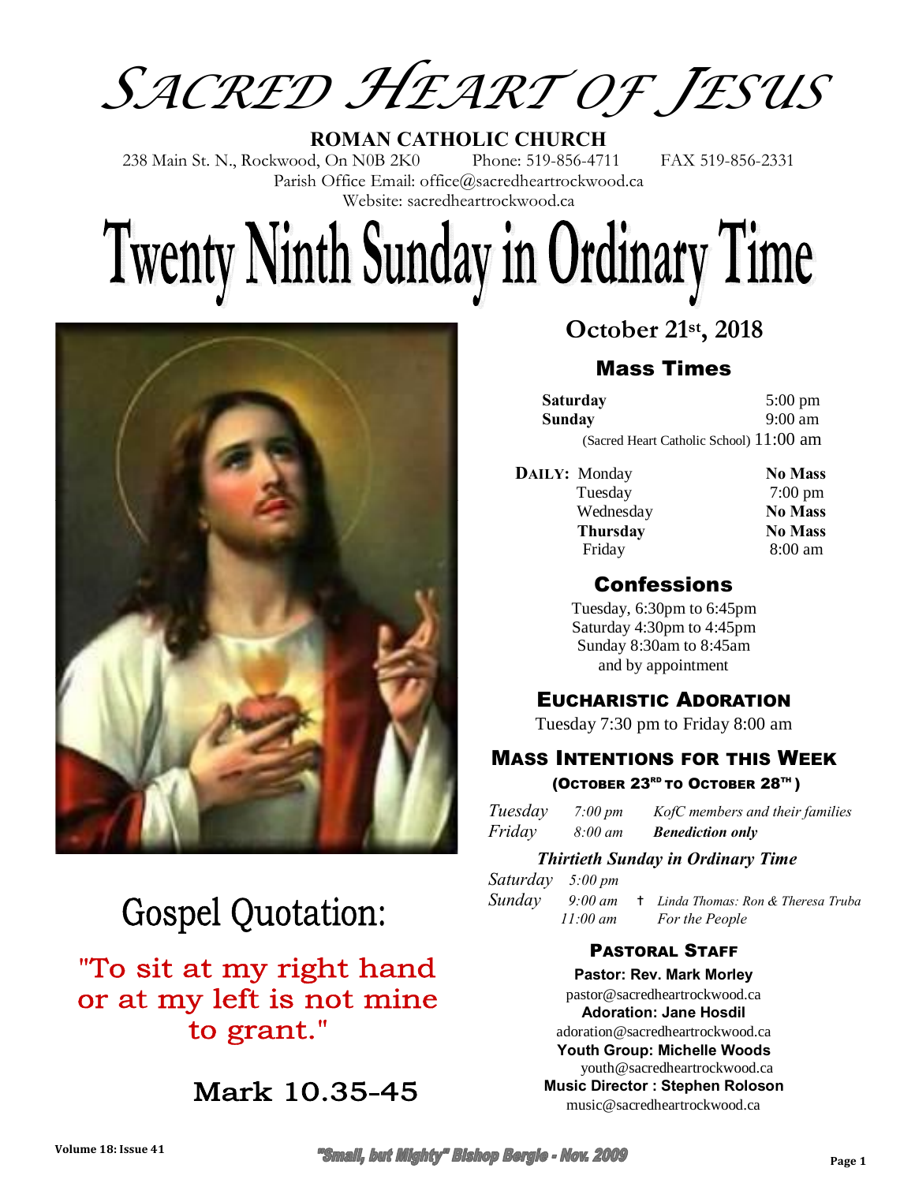# SACRED HEART OF JESUS

**ROMAN CATHOLIC CHURCH**

238 Main St. N., Rockwood, On N0B 2K0 Phone: 519-856-4711 FAX 519-856-2331

Parish Office Email: office@sacredheartrockwood.ca

Website: sacredheartrockwood.ca

# Twenty Ninth Sunday in Ordinary Time

## Gospel Quotation:

"To sit at my right hand or at my left is not mine to grant."

Mark 10.35-45

## October 21st, 2018

### Mass Times

| | |
|---|---|
| **Saturday** | 5:00 pm |
| **Sunday** | 9:00 am |
| (Sacred Heart Catholic School) | 11:00 am |

| | | |
|---|---|---|
| **DAILY:** | Monday | **No Mass** |
| | Tuesday | 7:00 pm |
| | Wednesday | **No Mass** |
| | **Thursday** | **No Mass** |
| | Friday | 8:00 am |

### Confessions

Tuesday, 6:30pm to 6:45pm
Saturday 4:30pm to 4:45pm
Sunday 8:30am to 8:45am
and by appointment

### EUCHARISTIC ADORATION

Tuesday 7:30 pm to Friday 8:00 am

### MASS INTENTIONS FOR THIS WEEK

(OCTOBER 23RD TO OCTOBER 28TH)

| | | |
|---|---|---|
| *Tuesday* | *7:00 pm* | *KofC members and their families* |
| *Friday* | *8:00 am* | ***Benediction only*** |

***Thirtieth Sunday in Ordinary Time***

| | | |
|---|---|---|
| *Saturday* | *5:00 pm* | |
| *Sunday* | *9:00 am* | † *Linda Thomas: Ron & Theresa Truba* |
| | *11:00 am* | *For the People* |

### PASTORAL STAFF

**Pastor: Rev. Mark Morley**
pastor@sacredheartrockwood.ca

**Adoration: Jane Hosdil**
adoration@sacredheartrockwood.ca

**Youth Group: Michelle Woods**
youth@sacredheartrockwood.ca

**Music Director : Stephen Roloson**
music@sacredheartrockwood.ca

"Small, but Mighty" Bishop Bergie - Nov. 2009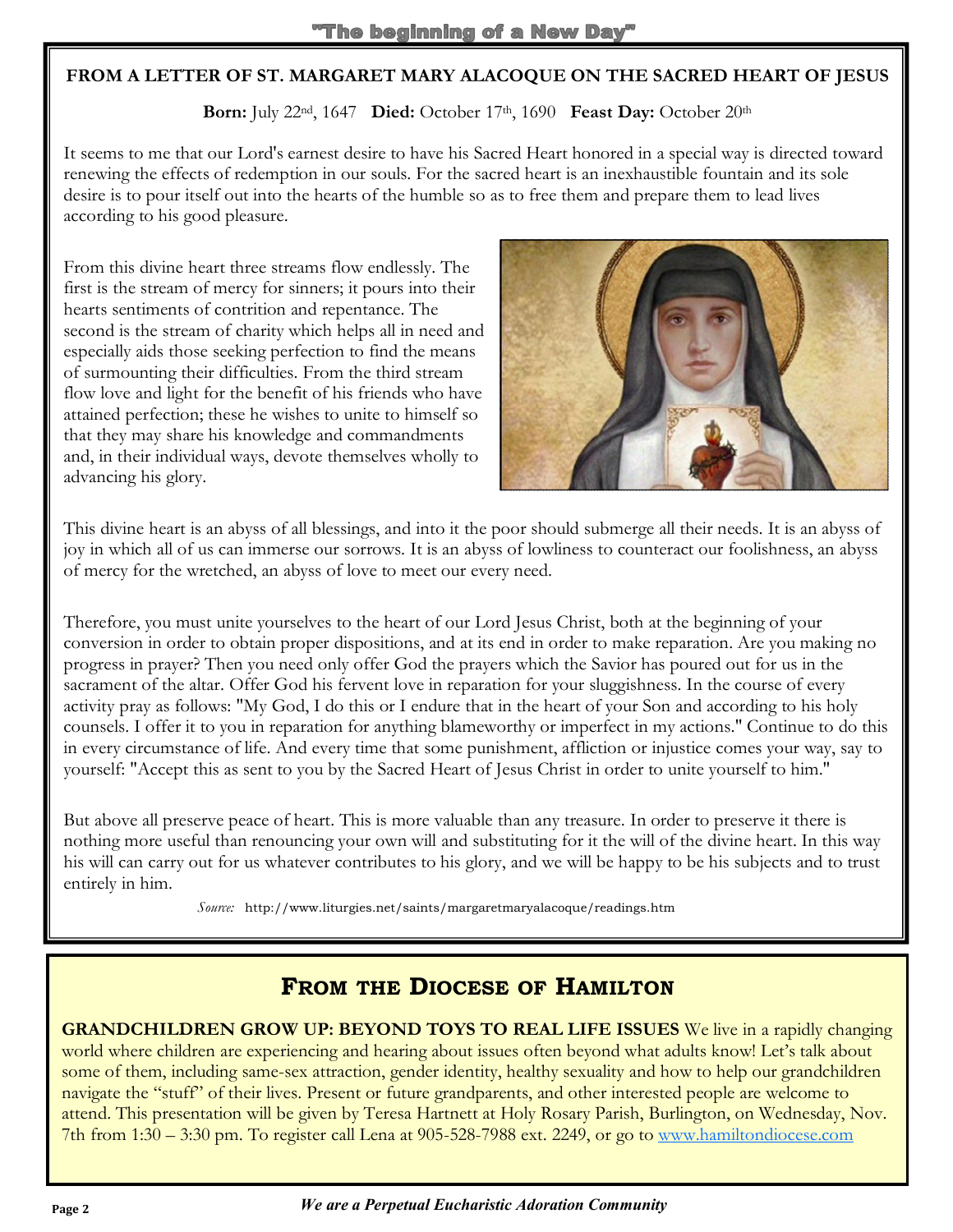## FROM A LETTER OF ST. MARGARET MARY ALACOQUE ON THE SACRED HEART OF JESUS

**Born:** July 22nd, 1647 **Died:** October 17th, 1690 **Feast Day:** October 20th

It seems to me that our Lord's earnest desire to have his Sacred Heart honored in a special way is directed toward renewing the effects of redemption in our souls. For the sacred heart is an inexhaustible fountain and its sole desire is to pour itself out into the hearts of the humble so as to free them and prepare them to lead lives according to his good pleasure.

From this divine heart three streams flow endlessly. The first is the stream of mercy for sinners; it pours into their hearts sentiments of contrition and repentance. The second is the stream of charity which helps all in need and especially aids those seeking perfection to find the means of surmounting their difficulties. From the third stream flow love and light for the benefit of his friends who have attained perfection; these he wishes to unite to himself so that they may share his knowledge and commandments and, in their individual ways, devote themselves wholly to advancing his glory.

This divine heart is an abyss of all blessings, and into it the poor should submerge all their needs. It is an abyss of joy in which all of us can immerse our sorrows. It is an abyss of lowliness to counteract our foolishness, an abyss of mercy for the wretched, an abyss of love to meet our every need.

Therefore, you must unite yourselves to the heart of our Lord Jesus Christ, both at the beginning of your conversion in order to obtain proper dispositions, and at its end in order to make reparation. Are you making no progress in prayer? Then you need only offer God the prayers which the Savior has poured out for us in the sacrament of the altar. Offer God his fervent love in reparation for your sluggishness. In the course of every activity pray as follows: "My God, I do this or I endure that in the heart of your Son and according to his holy counsels. I offer it to you in reparation for anything blameworthy or imperfect in my actions." Continue to do this in every circumstance of life. And every time that some punishment, affliction or injustice comes your way, say to yourself: "Accept this as sent to you by the Sacred Heart of Jesus Christ in order to unite yourself to him."

But above all preserve peace of heart. This is more valuable than any treasure. In order to preserve it there is nothing more useful than renouncing your own will and substituting for it the will of the divine heart. In this way his will can carry out for us whatever contributes to his glory, and we will be happy to be his subjects and to trust entirely in him.

*Source:* http://www.liturgies.net/saints/margaretmaryalacoque/readings.htm

## FROM THE DIOCESE OF HAMILTON

**GRANDCHILDREN GROW UP: BEYOND TOYS TO REAL LIFE ISSUES** We live in a rapidly changing world where children are experiencing and hearing about issues often beyond what adults know! Let's talk about some of them, including same-sex attraction, gender identity, healthy sexuality and how to help our grandchildren navigate the "stuff" of their lives. Present or future grandparents, and other interested people are welcome to attend. This presentation will be given by Teresa Hartnett at Holy Rosary Parish, Burlington, on Wednesday, Nov. 7th from 1:30 – 3:30 pm. To register call Lena at 905-528-7988 ext. 2249, or go to www.hamiltondiocese.com

*We are a Perpetual Eucharistic Adoration Community*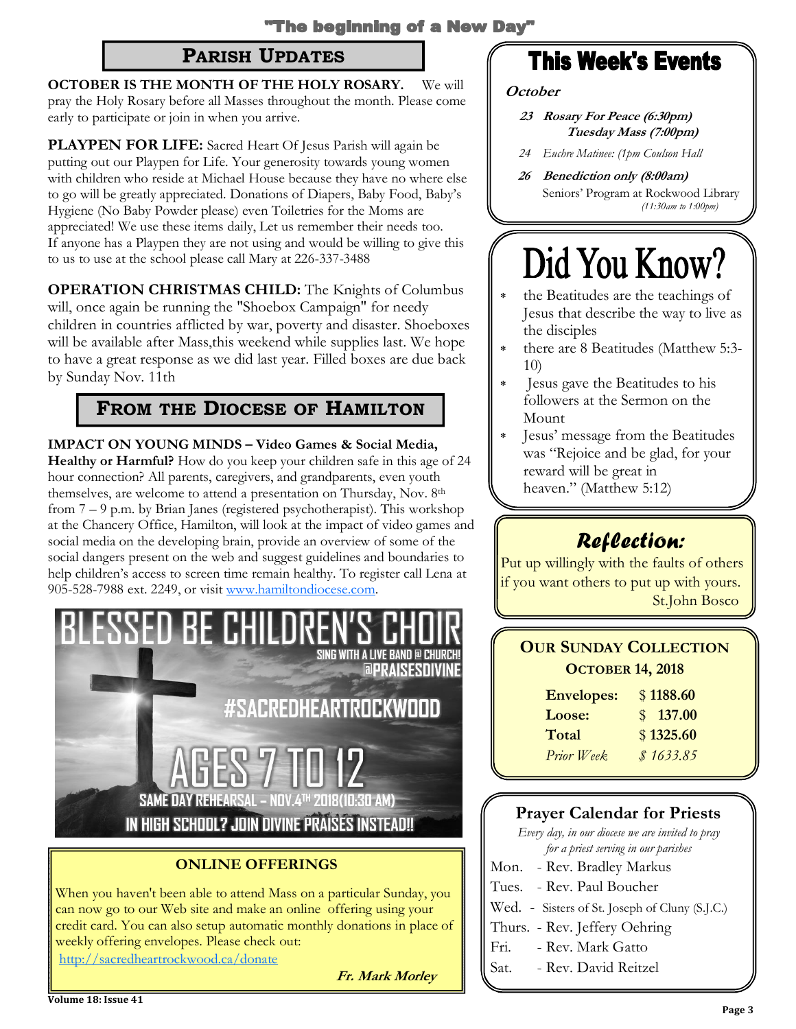"The beginning of a New Day"

## PARISH UPDATES

**OCTOBER IS THE MONTH OF THE HOLY ROSARY.** We will pray the Holy Rosary before all Masses throughout the month. Please come early to participate or join in when you arrive.

**PLAYPEN FOR LIFE:** Sacred Heart Of Jesus Parish will again be putting out our Playpen for Life. Your generosity towards young women with children who reside at Michael House because they have no where else to go will be greatly appreciated. Donations of Diapers, Baby Food, Baby's Hygiene (No Baby Powder please) even Toiletries for the Moms are appreciated! We use these items daily, Let us remember their needs too. If anyone has a Playpen they are not using and would be willing to give this to us to use at the school please call Mary at 226-337-3488

**OPERATION CHRISTMAS CHILD:** The Knights of Columbus will, once again be running the "Shoebox Campaign" for needy children in countries afflicted by war, poverty and disaster. Shoeboxes will be available after Mass,this weekend while supplies last. We hope to have a great response as we did last year. Filled boxes are due back by Sunday Nov. 11th

## FROM THE DIOCESE OF HAMILTON

**IMPACT ON YOUNG MINDS – Video Games & Social Media, Healthy or Harmful?** How do you keep your children safe in this age of 24 hour connection? All parents, caregivers, and grandparents, even youth themselves, are welcome to attend a presentation on Thursday, Nov. 8th from 7 – 9 p.m. by Brian Janes (registered psychotherapist). This workshop at the Chancery Office, Hamilton, will look at the impact of video games and social media on the developing brain, provide an overview of some of the social dangers present on the web and suggest guidelines and boundaries to help children's access to screen time remain healthy. To register call Lena at 905-528-7988 ext. 2249, or visit www.hamiltondiocese.com.

BLESSED BE CHILDREN'S CHOIR
SING WITH A LIVE BAND @ CHURCH!
@PRAISESDIVINE
#SACREDHEARTROCKWOOD
AGES 7 TO 12
SAME DAY REHEARSAL – NOV.4TH 2018(10:30 AM)
IN HIGH SCHOOL? JOIN DIVINE PRAISES INSTEAD!!

### ONLINE OFFERINGS

When you haven't been able to attend Mass on a particular Sunday, you can now go to our Web site and make an online offering using your credit card. You can also setup automatic monthly donations in place of weekly offering envelopes. Please check out:
http://sacredheartrockwood.ca/donate

***Fr. Mark Morley***

## This Week's Events

***October***

- **23 *Rosary For Peace (6:30pm)***
  ***Tuesday Mass (7:00pm)***
- 24 *Euchre Matinee: (1pm Coulson Hall*
- **26 *Benediction only (8:00am)***
  Seniors' Program at Rockwood Library *(11:30am to 1:00pm)*

## Did You Know?

- the Beatitudes are the teachings of Jesus that describe the way to live as the disciples
- there are 8 Beatitudes (Matthew 5:3-10)
- Jesus gave the Beatitudes to his followers at the Sermon on the Mount
- Jesus' message from the Beatitudes was "Rejoice and be glad, for your reward will be great in heaven." (Matthew 5:12)

## *Reflection:*

Put up willingly with the faults of others if you want others to put up with yours.
St.John Bosco

### OUR SUNDAY COLLECTION
**OCTOBER 14, 2018**

| | |
|---|---|
| **Envelopes:** | $ **1188.60** |
| **Loose:** | $ **137.00** |
| **Total** | $ **1325.60** |
| *Prior Week* | *$ 1633.85* |

### Prayer Calendar for Priests

*Every day, in our diocese we are invited to pray for a priest serving in our parishes*

- Mon. - Rev. Bradley Markus
- Tues. - Rev. Paul Boucher
- Wed. - Sisters of St. Joseph of Cluny (S.J.C.)
- Thurs. - Rev. Jeffery Oehring
- Fri. - Rev. Mark Gatto
- Sat. - Rev. David Reitzel